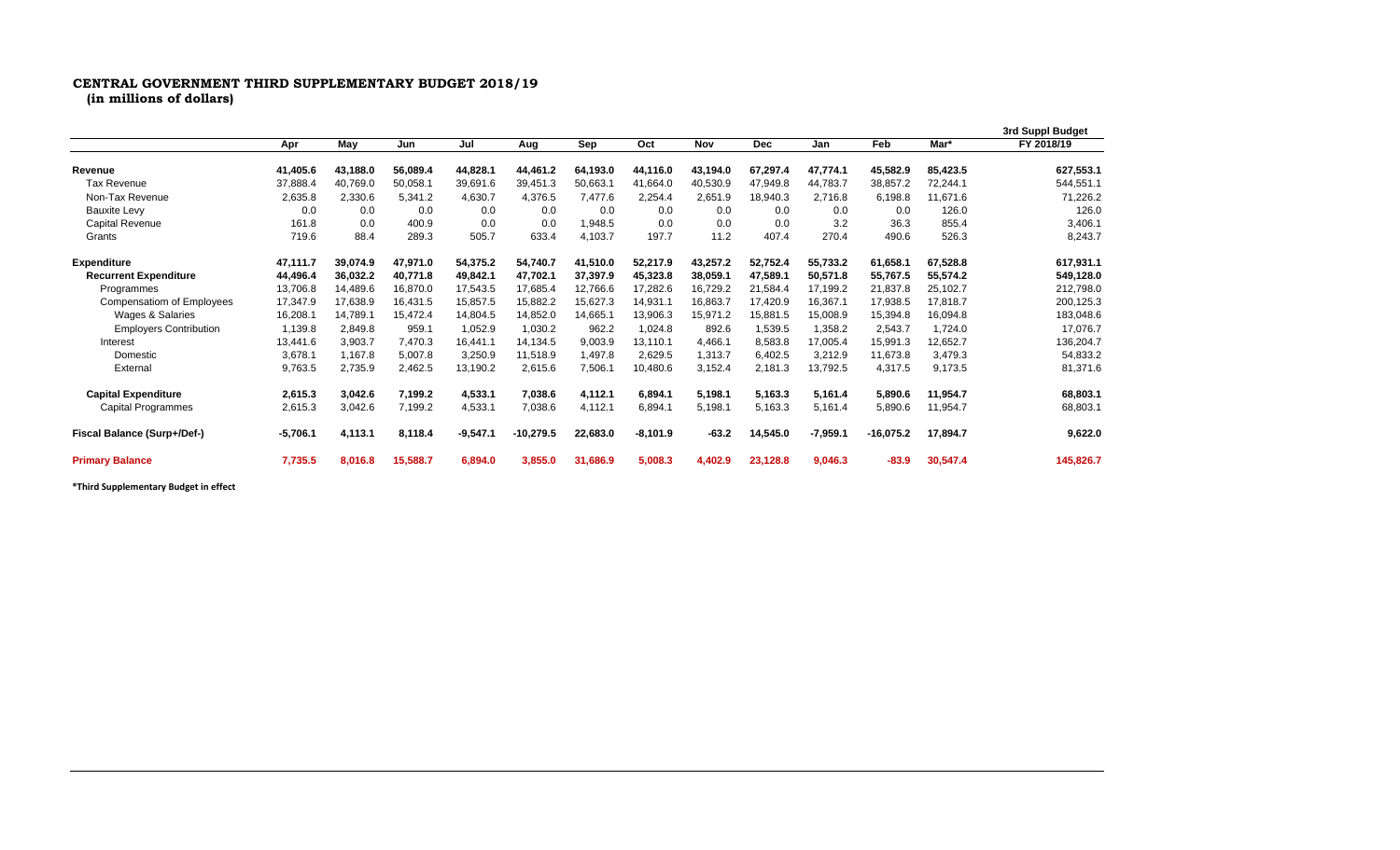# CENTRAL GOVERNMENT THIRD SUPPLEMENTARY BUDGET 2018/19

**(in millions of dollars)**

| | Apr | May | Jun | Jul | Aug | Sep | Oct | Nov | Dec | Jan | Feb | Mar* | 3rd Suppl Budget FY 2018/19 |
|---|---|---|---|---|---|---|---|---|---|---|---|---|---|
| **Revenue** | **41,405.6** | **43,188.0** | **56,089.4** | **44,828.1** | **44,461.2** | **64,193.0** | **44,116.0** | **43,194.0** | **67,297.4** | **47,774.1** | **45,582.9** | **85,423.5** | **627,553.1** |
| Tax Revenue | 37,888.4 | 40,769.0 | 50,058.1 | 39,691.6 | 39,451.3 | 50,663.1 | 41,664.0 | 40,530.9 | 47,949.8 | 44,783.7 | 38,857.2 | 72,244.1 | 544,551.1 |
| Non-Tax Revenue | 2,635.8 | 2,330.6 | 5,341.2 | 4,630.7 | 4,376.5 | 7,477.6 | 2,254.4 | 2,651.9 | 18,940.3 | 2,716.8 | 6,198.8 | 11,671.6 | 71,226.2 |
| Bauxite Levy | 0.0 | 0.0 | 0.0 | 0.0 | 0.0 | 0.0 | 0.0 | 0.0 | 0.0 | 0.0 | 0.0 | 126.0 | 126.0 |
| Capital Revenue | 161.8 | 0.0 | 400.9 | 0.0 | 0.0 | 1,948.5 | 0.0 | 0.0 | 0.0 | 3.2 | 36.3 | 855.4 | 3,406.1 |
| Grants | 719.6 | 88.4 | 289.3 | 505.7 | 633.4 | 4,103.7 | 197.7 | 11.2 | 407.4 | 270.4 | 490.6 | 526.3 | 8,243.7 |
| **Expenditure** | **47,111.7** | **39,074.9** | **47,971.0** | **54,375.2** | **54,740.7** | **41,510.0** | **52,217.9** | **43,257.2** | **52,752.4** | **55,733.2** | **61,658.1** | **67,528.8** | **617,931.1** |
| **Recurrent Expenditure** | **44,496.4** | **36,032.2** | **40,771.8** | **49,842.1** | **47,702.1** | **37,397.9** | **45,323.8** | **38,059.1** | **47,589.1** | **50,571.8** | **55,767.5** | **55,574.2** | **549,128.0** |
| Programmes | 13,706.8 | 14,489.6 | 16,870.0 | 17,543.5 | 17,685.4 | 12,766.6 | 17,282.6 | 16,729.2 | 21,584.4 | 17,199.2 | 21,837.8 | 25,102.7 | 212,798.0 |
| Compensatiom of Employees | 17,347.9 | 17,638.9 | 16,431.5 | 15,857.5 | 15,882.2 | 15,627.3 | 14,931.1 | 16,863.7 | 17,420.9 | 16,367.1 | 17,938.5 | 17,818.7 | 200,125.3 |
| Wages & Salaries | 16,208.1 | 14,789.1 | 15,472.4 | 14,804.5 | 14,852.0 | 14,665.1 | 13,906.3 | 15,971.2 | 15,881.5 | 15,008.9 | 15,394.8 | 16,094.8 | 183,048.6 |
| Employers Contribution | 1,139.8 | 2,849.8 | 959.1 | 1,052.9 | 1,030.2 | 962.2 | 1,024.8 | 892.6 | 1,539.5 | 1,358.2 | 2,543.7 | 1,724.0 | 17,076.7 |
| Interest | 13,441.6 | 3,903.7 | 7,470.3 | 16,441.1 | 14,134.5 | 9,003.9 | 13,110.1 | 4,466.1 | 8,583.8 | 17,005.4 | 15,991.3 | 12,652.7 | 136,204.7 |
| Domestic | 3,678.1 | 1,167.8 | 5,007.8 | 3,250.9 | 11,518.9 | 1,497.8 | 2,629.5 | 1,313.7 | 6,402.5 | 3,212.9 | 11,673.8 | 3,479.3 | 54,833.2 |
| External | 9,763.5 | 2,735.9 | 2,462.5 | 13,190.2 | 2,615.6 | 7,506.1 | 10,480.6 | 3,152.4 | 2,181.3 | 13,792.5 | 4,317.5 | 9,173.5 | 81,371.6 |
| **Capital Expenditure** | **2,615.3** | **3,042.6** | **7,199.2** | **4,533.1** | **7,038.6** | **4,112.1** | **6,894.1** | **5,198.1** | **5,163.3** | **5,161.4** | **5,890.6** | **11,954.7** | **68,803.1** |
| Capital Programmes | 2,615.3 | 3,042.6 | 7,199.2 | 4,533.1 | 7,038.6 | 4,112.1 | 6,894.1 | 5,198.1 | 5,163.3 | 5,161.4 | 5,890.6 | 11,954.7 | 68,803.1 |
| **Fiscal Balance (Surp+/Def-)** | **-5,706.1** | **4,113.1** | **8,118.4** | **-9,547.1** | **-10,279.5** | **22,683.0** | **-8,101.9** | **-63.2** | **14,545.0** | **-7,959.1** | **-16,075.2** | **17,894.7** | **9,622.0** |
| **Primary Balance** | **7,735.5** | **8,016.8** | **15,588.7** | **6,894.0** | **3,855.0** | **31,686.9** | **5,008.3** | **4,402.9** | **23,128.8** | **9,046.3** | **-83.9** | **30,547.4** | **145,826.7** |

**\*Third Supplementary Budget in effect**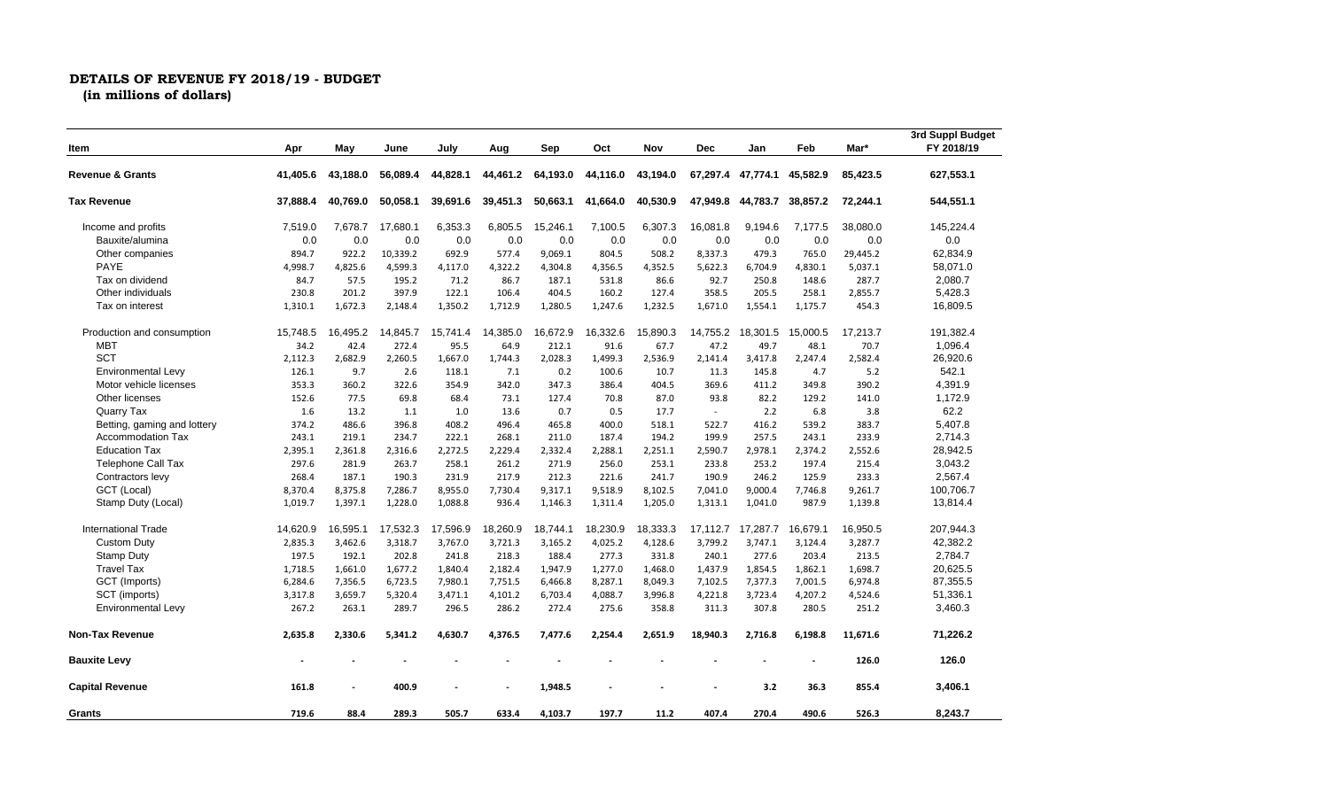# DETAILS OF REVENUE FY 2018/19 - BUDGET
## (in millions of dollars)

| Item | Apr | May | June | July | Aug | Sep | Oct | Nov | Dec | Jan | Feb | Mar* | 3rd Suppl Budget FY 2018/19 |
|---|---|---|---|---|---|---|---|---|---|---|---|---|---|
| **Revenue & Grants** | **41,405.6** | **43,188.0** | **56,089.4** | **44,828.1** | **44,461.2** | **64,193.0** | **44,116.0** | **43,194.0** | **67,297.4** | **47,774.1** | **45,582.9** | **85,423.5** | **627,553.1** |
| **Tax Revenue** | **37,888.4** | **40,769.0** | **50,058.1** | **39,691.6** | **39,451.3** | **50,663.1** | **41,664.0** | **40,530.9** | **47,949.8** | **44,783.7** | **38,857.2** | **72,244.1** | **544,551.1** |
| Income and profits | 7,519.0 | 7,678.7 | 17,680.1 | 6,353.3 | 6,805.5 | 15,246.1 | 7,100.5 | 6,307.3 | 16,081.8 | 9,194.6 | 7,177.5 | 38,080.0 | 145,224.4 |
| Bauxite/alumina | 0.0 | 0.0 | 0.0 | 0.0 | 0.0 | 0.0 | 0.0 | 0.0 | 0.0 | 0.0 | 0.0 | 0.0 | 0.0 |
| Other companies | 894.7 | 922.2 | 10,339.2 | 692.9 | 577.4 | 9,069.1 | 804.5 | 508.2 | 8,337.3 | 479.3 | 765.0 | 29,445.2 | 62,834.9 |
| PAYE | 4,998.7 | 4,825.6 | 4,599.3 | 4,117.0 | 4,322.2 | 4,304.8 | 4,356.5 | 4,352.5 | 5,622.3 | 6,704.9 | 4,830.1 | 5,037.1 | 58,071.0 |
| Tax on dividend | 84.7 | 57.5 | 195.2 | 71.2 | 86.7 | 187.1 | 531.8 | 86.6 | 92.7 | 250.8 | 148.6 | 287.7 | 2,080.7 |
| Other individuals | 230.8 | 201.2 | 397.9 | 122.1 | 106.4 | 404.5 | 160.2 | 127.4 | 358.5 | 205.5 | 258.1 | 2,855.7 | 5,428.3 |
| Tax on interest | 1,310.1 | 1,672.3 | 2,148.4 | 1,350.2 | 1,712.9 | 1,280.5 | 1,247.6 | 1,232.5 | 1,671.0 | 1,554.1 | 1,175.7 | 454.3 | 16,809.5 |
| Production and consumption | 15,748.5 | 16,495.2 | 14,845.7 | 15,741.4 | 14,385.0 | 16,672.9 | 16,332.6 | 15,890.3 | 14,755.2 | 18,301.5 | 15,000.5 | 17,213.7 | 191,382.4 |
| MBT | 34.2 | 42.4 | 272.4 | 95.5 | 64.9 | 212.1 | 91.6 | 67.7 | 47.2 | 49.7 | 48.1 | 70.7 | 1,096.4 |
| SCT | 2,112.3 | 2,682.9 | 2,260.5 | 1,667.0 | 1,744.3 | 2,028.3 | 1,499.3 | 2,536.9 | 2,141.4 | 3,417.8 | 2,247.4 | 2,582.4 | 26,920.6 |
| Environmental Levy | 126.1 | 9.7 | 2.6 | 118.1 | 7.1 | 0.2 | 100.6 | 10.7 | 11.3 | 145.8 | 4.7 | 5.2 | 542.1 |
| Motor vehicle licenses | 353.3 | 360.2 | 322.6 | 354.9 | 342.0 | 347.3 | 386.4 | 404.5 | 369.6 | 411.2 | 349.8 | 390.2 | 4,391.9 |
| Other licenses | 152.6 | 77.5 | 69.8 | 68.4 | 73.1 | 127.4 | 70.8 | 87.0 | 93.8 | 82.2 | 129.2 | 141.0 | 1,172.9 |
| Quarry Tax | 1.6 | 13.2 | 1.1 | 1.0 | 13.6 | 0.7 | 0.5 | 17.7 | - | 2.2 | 6.8 | 3.8 | 62.2 |
| Betting, gaming and lottery | 374.2 | 486.6 | 396.8 | 408.2 | 496.4 | 465.8 | 400.0 | 518.1 | 522.7 | 416.2 | 539.2 | 383.7 | 5,407.8 |
| Accommodation Tax | 243.1 | 219.1 | 234.7 | 222.1 | 268.1 | 211.0 | 187.4 | 194.2 | 199.9 | 257.5 | 243.1 | 233.9 | 2,714.3 |
| Education Tax | 2,395.1 | 2,361.8 | 2,316.6 | 2,272.5 | 2,229.4 | 2,332.4 | 2,288.1 | 2,251.1 | 2,590.7 | 2,978.1 | 2,374.2 | 2,552.6 | 28,942.5 |
| Telephone Call Tax | 297.6 | 281.9 | 263.7 | 258.1 | 261.2 | 271.9 | 256.0 | 253.1 | 233.8 | 253.2 | 197.4 | 215.4 | 3,043.2 |
| Contractors levy | 268.4 | 187.1 | 190.3 | 231.9 | 217.9 | 212.3 | 221.6 | 241.7 | 190.9 | 246.2 | 125.9 | 233.3 | 2,567.4 |
| GCT (Local) | 8,370.4 | 8,375.8 | 7,286.7 | 8,955.0 | 7,730.4 | 9,317.1 | 9,518.9 | 8,102.5 | 7,041.0 | 9,000.4 | 7,746.8 | 9,261.7 | 100,706.7 |
| Stamp Duty (Local) | 1,019.7 | 1,397.1 | 1,228.0 | 1,088.8 | 936.4 | 1,146.3 | 1,311.4 | 1,205.0 | 1,313.1 | 1,041.0 | 987.9 | 1,139.8 | 13,814.4 |
| International Trade | 14,620.9 | 16,595.1 | 17,532.3 | 17,596.9 | 18,260.9 | 18,744.1 | 18,230.9 | 18,333.3 | 17,112.7 | 17,287.7 | 16,679.1 | 16,950.5 | 207,944.3 |
| Custom Duty | 2,835.3 | 3,462.6 | 3,318.7 | 3,767.0 | 3,721.3 | 3,165.2 | 4,025.2 | 4,128.6 | 3,799.2 | 3,747.1 | 3,124.4 | 3,287.7 | 42,382.2 |
| Stamp Duty | 197.5 | 192.1 | 202.8 | 241.8 | 218.3 | 188.4 | 277.3 | 331.8 | 240.1 | 277.6 | 203.4 | 213.5 | 2,784.7 |
| Travel Tax | 1,718.5 | 1,661.0 | 1,677.2 | 1,840.4 | 2,182.4 | 1,947.9 | 1,277.0 | 1,468.0 | 1,437.9 | 1,854.5 | 1,862.1 | 1,698.7 | 20,625.5 |
| GCT (Imports) | 6,284.6 | 7,356.5 | 6,723.5 | 7,980.1 | 7,751.5 | 6,466.8 | 8,287.1 | 8,049.3 | 7,102.5 | 7,377.3 | 7,001.5 | 6,974.8 | 87,355.5 |
| SCT (imports) | 3,317.8 | 3,659.7 | 5,320.4 | 3,471.1 | 4,101.2 | 6,703.4 | 4,088.7 | 3,996.8 | 4,221.8 | 3,723.4 | 4,207.2 | 4,524.6 | 51,336.1 |
| Environmental Levy | 267.2 | 263.1 | 289.7 | 296.5 | 286.2 | 272.4 | 275.6 | 358.8 | 311.3 | 307.8 | 280.5 | 251.2 | 3,460.3 |
| **Non-Tax Revenue** | **2,635.8** | **2,330.6** | **5,341.2** | **4,630.7** | **4,376.5** | **7,477.6** | **2,254.4** | **2,651.9** | **18,940.3** | **2,716.8** | **6,198.8** | **11,671.6** | **71,226.2** |
| **Bauxite Levy** | - | - | - | - | - | - | - | - | - | - | - | **126.0** | **126.0** |
| **Capital Revenue** | **161.8** | - | **400.9** | - | - | **1,948.5** | - | - | - | **3.2** | **36.3** | **855.4** | **3,406.1** |
| **Grants** | **719.6** | **88.4** | **289.3** | **505.7** | **633.4** | **4,103.7** | **197.7** | **11.2** | **407.4** | **270.4** | **490.6** | **526.3** | **8,243.7** |